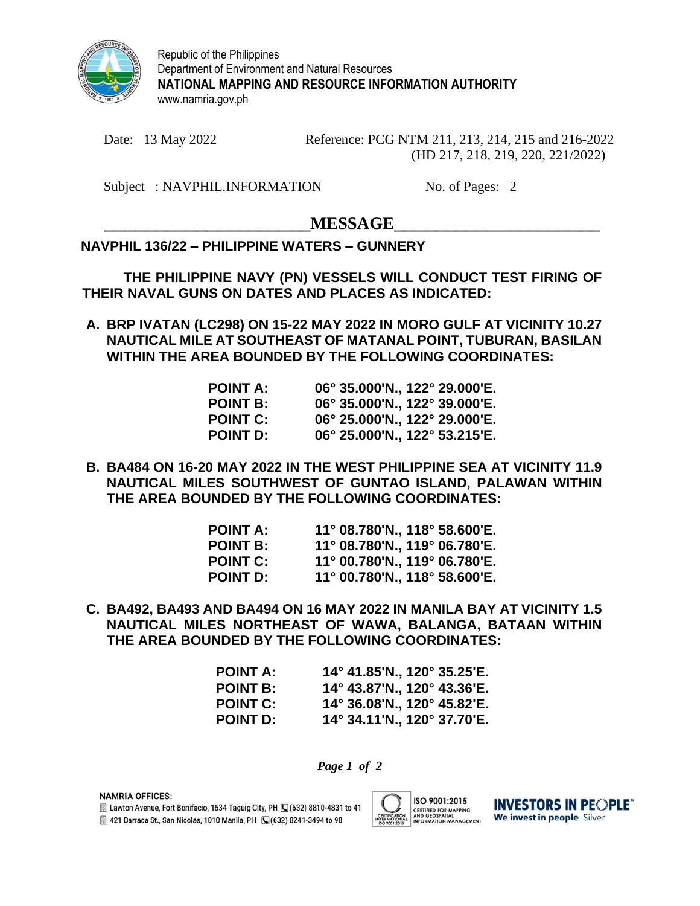Republic of the Philippines
Department of Environment and Natural Resources
**NATIONAL MAPPING AND RESOURCE INFORMATION AUTHORITY**
www.namria.gov.ph

Date: 13 May 2022 Reference: PCG NTM 211, 213, 214, 215 and 216-2022
(HD 217, 218, 219, 220, 221/2022)

Subject : NAVPHIL.INFORMATION No. of Pages: 2

## MESSAGE

**NAVPHIL 136/22 – PHILIPPINE WATERS – GUNNERY**

**THE PHILIPPINE NAVY (PN) VESSELS WILL CONDUCT TEST FIRING OF THEIR NAVAL GUNS ON DATES AND PLACES AS INDICATED:**

**A. BRP IVATAN (LC298) ON 15-22 MAY 2022 IN MORO GULF AT VICINITY 10.27 NAUTICAL MILE AT SOUTHEAST OF MATANAL POINT, TUBURAN, BASILAN WITHIN THE AREA BOUNDED BY THE FOLLOWING COORDINATES:**

| | |
|---|---|
| **POINT A:** | **06° 35.000'N., 122° 29.000'E.** |
| **POINT B:** | **06° 35.000'N., 122° 39.000'E.** |
| **POINT C:** | **06° 25.000'N., 122° 29.000'E.** |
| **POINT D:** | **06° 25.000'N., 122° 53.215'E.** |

**B. BA484 ON 16-20 MAY 2022 IN THE WEST PHILIPPINE SEA AT VICINITY 11.9 NAUTICAL MILES SOUTHWEST OF GUNTAO ISLAND, PALAWAN WITHIN THE AREA BOUNDED BY THE FOLLOWING COORDINATES:**

| | |
|---|---|
| **POINT A:** | **11° 08.780'N., 118° 58.600'E.** |
| **POINT B:** | **11° 08.780'N., 119° 06.780'E.** |
| **POINT C:** | **11° 00.780'N., 119° 06.780'E.** |
| **POINT D:** | **11° 00.780'N., 118° 58.600'E.** |

**C. BA492, BA493 AND BA494 ON 16 MAY 2022 IN MANILA BAY AT VICINITY 1.5 NAUTICAL MILES NORTHEAST OF WAWA, BALANGA, BATAAN WITHIN THE AREA BOUNDED BY THE FOLLOWING COORDINATES:**

| | |
|---|---|
| **POINT A:** | **14° 41.85'N., 120° 35.25'E.** |
| **POINT B:** | **14° 43.87'N., 120° 43.36'E.** |
| **POINT C:** | **14° 36.08'N., 120° 45.82'E.** |
| **POINT D:** | **14° 34.11'N., 120° 37.70'E.** |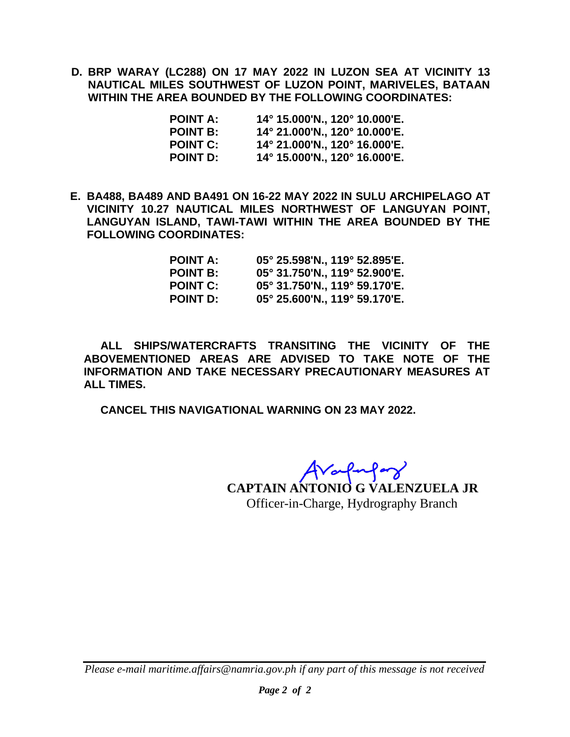**D. BRP WARAY (LC288) ON 17 MAY 2022 IN LUZON SEA AT VICINITY 13 NAUTICAL MILES SOUTHWEST OF LUZON POINT, MARIVELES, BATAAN WITHIN THE AREA BOUNDED BY THE FOLLOWING COORDINATES:**

| | |
|---|---|
| **POINT A:** | **14° 15.000'N., 120° 10.000'E.** |
| **POINT B:** | **14° 21.000'N., 120° 10.000'E.** |
| **POINT C:** | **14° 21.000'N., 120° 16.000'E.** |
| **POINT D:** | **14° 15.000'N., 120° 16.000'E.** |

**E. BA488, BA489 AND BA491 ON 16-22 MAY 2022 IN SULU ARCHIPELAGO AT VICINITY 10.27 NAUTICAL MILES NORTHWEST OF LANGUYAN POINT, LANGUYAN ISLAND, TAWI-TAWI WITHIN THE AREA BOUNDED BY THE FOLLOWING COORDINATES:**

| | |
|---|---|
| **POINT A:** | **05° 25.598'N., 119° 52.895'E.** |
| **POINT B:** | **05° 31.750'N., 119° 52.900'E.** |
| **POINT C:** | **05° 31.750'N., 119° 59.170'E.** |
| **POINT D:** | **05° 25.600'N., 119° 59.170'E.** |

**ALL SHIPS/WATERCRAFTS TRANSITING THE VICINITY OF THE ABOVEMENTIONED AREAS ARE ADVISED TO TAKE NOTE OF THE INFORMATION AND TAKE NECESSARY PRECAUTIONARY MEASURES AT ALL TIMES.**

**CANCEL THIS NAVIGATIONAL WARNING ON 23 MAY 2022.**

**CAPTAIN ANTONIO G VALENZUELA JR**
Officer-in-Charge, Hydrography Branch

*Please e-mail maritime.affairs@namria.gov.ph if any part of this message is not received*